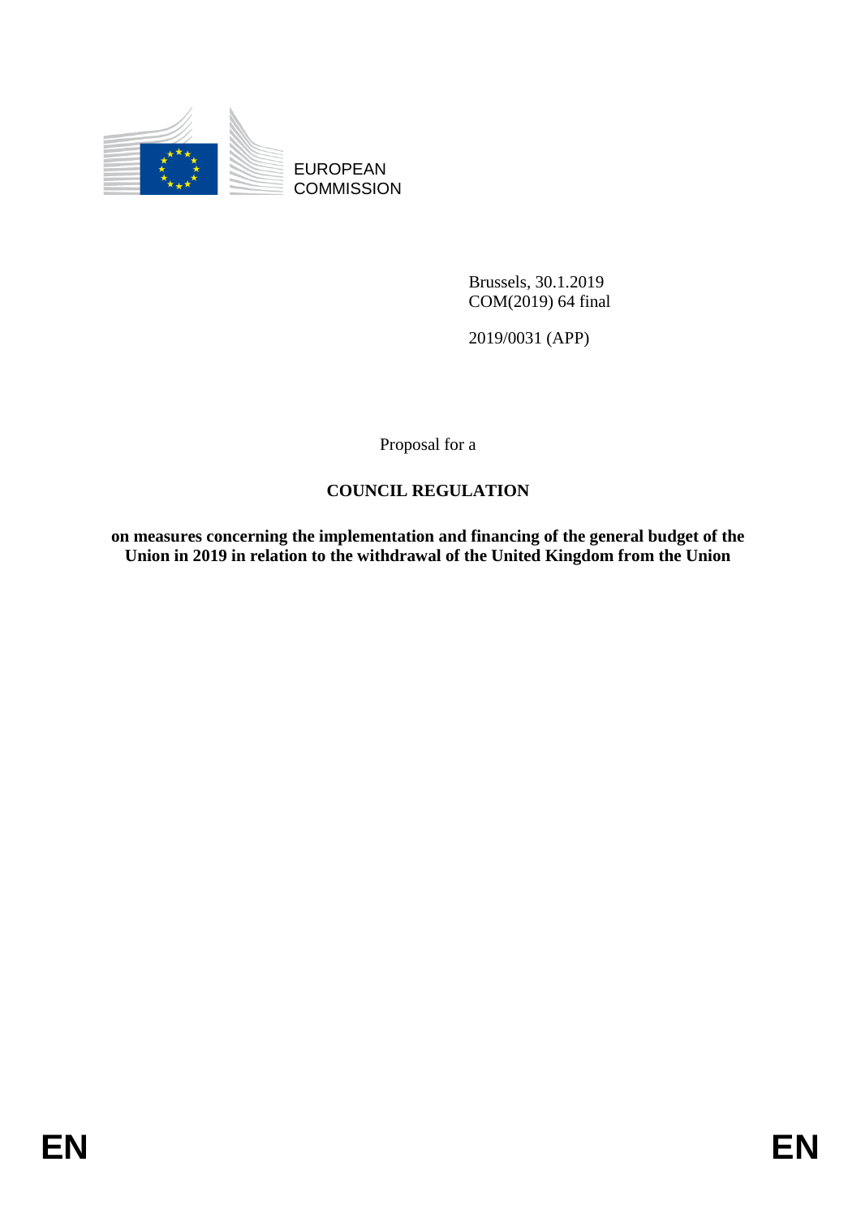EUROPEAN COMMISSION

Brussels, 30.1.2019
COM(2019) 64 final

2019/0031 (APP)

Proposal for a

# COUNCIL REGULATION

**on measures concerning the implementation and financing of the general budget of the Union in 2019 in relation to the withdrawal of the United Kingdom from the Union**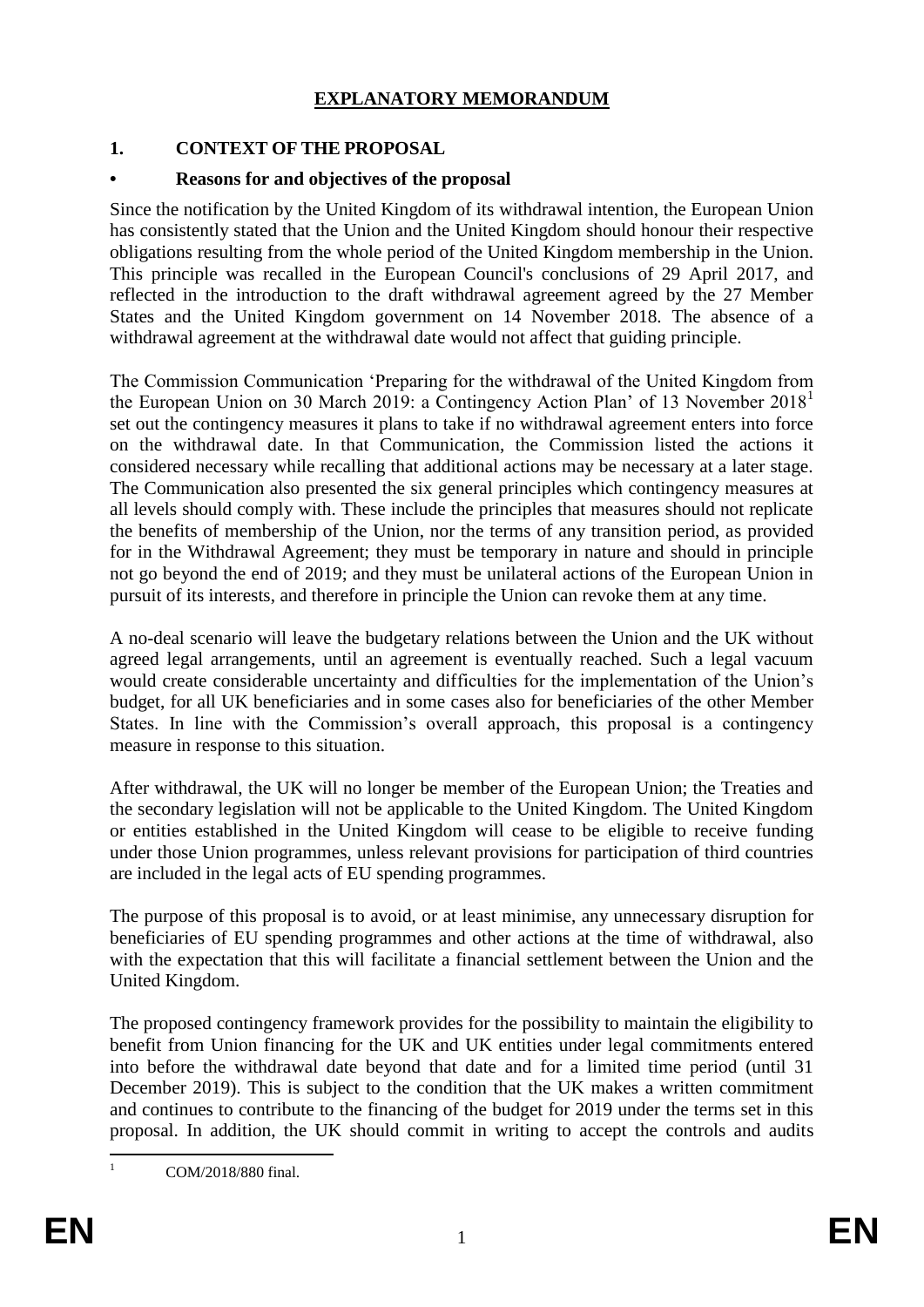# EXPLANATORY MEMORANDUM

## 1. CONTEXT OF THE PROPOSAL

### • Reasons for and objectives of the proposal

Since the notification by the United Kingdom of its withdrawal intention, the European Union has consistently stated that the Union and the United Kingdom should honour their respective obligations resulting from the whole period of the United Kingdom membership in the Union. This principle was recalled in the European Council's conclusions of 29 April 2017, and reflected in the introduction to the draft withdrawal agreement agreed by the 27 Member States and the United Kingdom government on 14 November 2018. The absence of a withdrawal agreement at the withdrawal date would not affect that guiding principle.

The Commission Communication 'Preparing for the withdrawal of the United Kingdom from the European Union on 30 March 2019: a Contingency Action Plan' of 13 November 2018[1] set out the contingency measures it plans to take if no withdrawal agreement enters into force on the withdrawal date. In that Communication, the Commission listed the actions it considered necessary while recalling that additional actions may be necessary at a later stage. The Communication also presented the six general principles which contingency measures at all levels should comply with. These include the principles that measures should not replicate the benefits of membership of the Union, nor the terms of any transition period, as provided for in the Withdrawal Agreement; they must be temporary in nature and should in principle not go beyond the end of 2019; and they must be unilateral actions of the European Union in pursuit of its interests, and therefore in principle the Union can revoke them at any time.

A no-deal scenario will leave the budgetary relations between the Union and the UK without agreed legal arrangements, until an agreement is eventually reached. Such a legal vacuum would create considerable uncertainty and difficulties for the implementation of the Union's budget, for all UK beneficiaries and in some cases also for beneficiaries of the other Member States. In line with the Commission's overall approach, this proposal is a contingency measure in response to this situation.

After withdrawal, the UK will no longer be member of the European Union; the Treaties and the secondary legislation will not be applicable to the United Kingdom. The United Kingdom or entities established in the United Kingdom will cease to be eligible to receive funding under those Union programmes, unless relevant provisions for participation of third countries are included in the legal acts of EU spending programmes.

The purpose of this proposal is to avoid, or at least minimise, any unnecessary disruption for beneficiaries of EU spending programmes and other actions at the time of withdrawal, also with the expectation that this will facilitate a financial settlement between the Union and the United Kingdom.

The proposed contingency framework provides for the possibility to maintain the eligibility to benefit from Union financing for the UK and UK entities under legal commitments entered into before the withdrawal date beyond that date and for a limited time period (until 31 December 2019). This is subject to the condition that the UK makes a written commitment and continues to contribute to the financing of the budget for 2019 under the terms set in this proposal. In addition, the UK should commit in writing to accept the controls and audits

[1] COM/2018/880 final.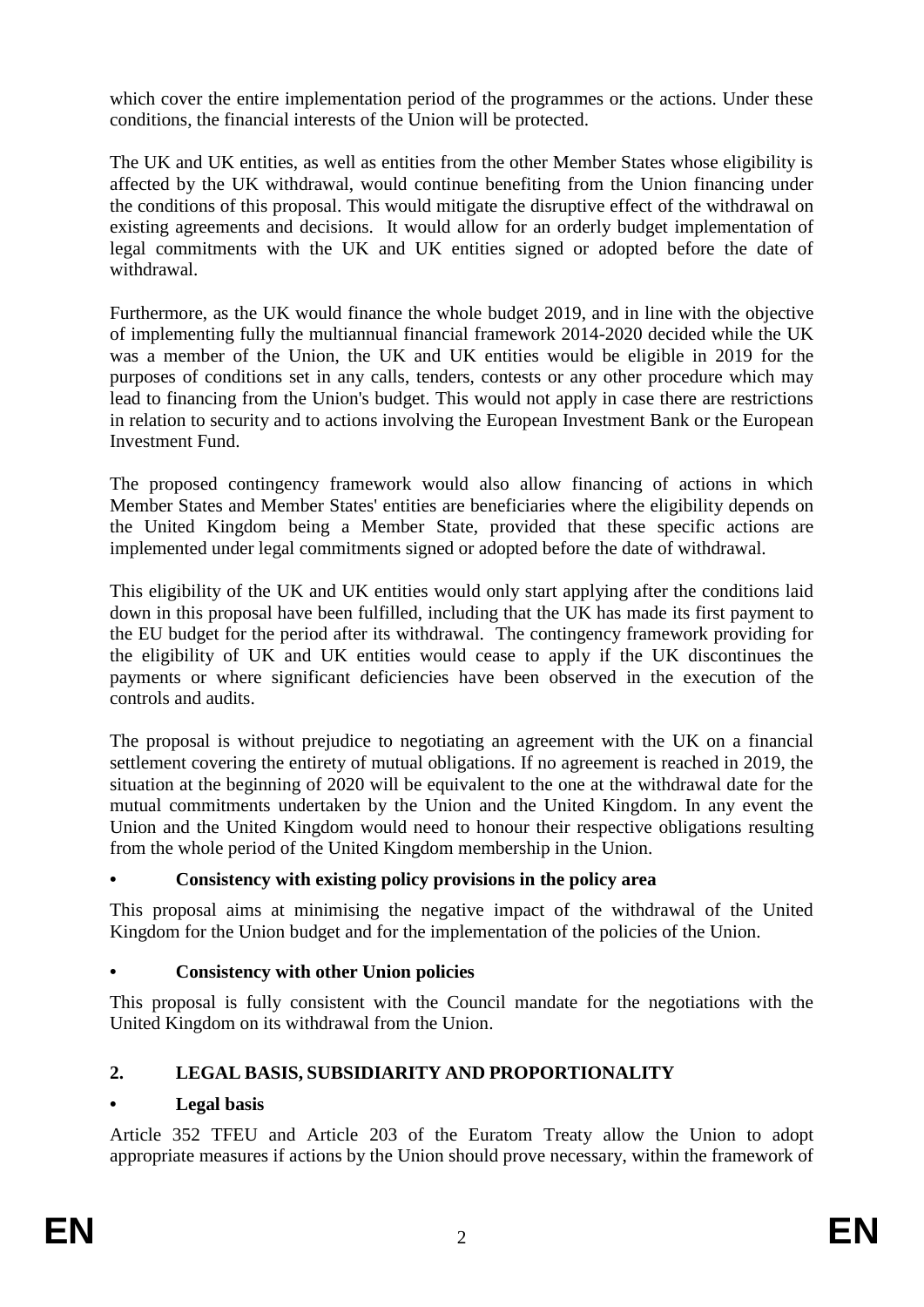which cover the entire implementation period of the programmes or the actions. Under these conditions, the financial interests of the Union will be protected.

The UK and UK entities, as well as entities from the other Member States whose eligibility is affected by the UK withdrawal, would continue benefiting from the Union financing under the conditions of this proposal. This would mitigate the disruptive effect of the withdrawal on existing agreements and decisions. It would allow for an orderly budget implementation of legal commitments with the UK and UK entities signed or adopted before the date of withdrawal.

Furthermore, as the UK would finance the whole budget 2019, and in line with the objective of implementing fully the multiannual financial framework 2014-2020 decided while the UK was a member of the Union, the UK and UK entities would be eligible in 2019 for the purposes of conditions set in any calls, tenders, contests or any other procedure which may lead to financing from the Union's budget. This would not apply in case there are restrictions in relation to security and to actions involving the European Investment Bank or the European Investment Fund.

The proposed contingency framework would also allow financing of actions in which Member States and Member States' entities are beneficiaries where the eligibility depends on the United Kingdom being a Member State, provided that these specific actions are implemented under legal commitments signed or adopted before the date of withdrawal.

This eligibility of the UK and UK entities would only start applying after the conditions laid down in this proposal have been fulfilled, including that the UK has made its first payment to the EU budget for the period after its withdrawal. The contingency framework providing for the eligibility of UK and UK entities would cease to apply if the UK discontinues the payments or where significant deficiencies have been observed in the execution of the controls and audits.

The proposal is without prejudice to negotiating an agreement with the UK on a financial settlement covering the entirety of mutual obligations. If no agreement is reached in 2019, the situation at the beginning of 2020 will be equivalent to the one at the withdrawal date for the mutual commitments undertaken by the Union and the United Kingdom. In any event the Union and the United Kingdom would need to honour their respective obligations resulting from the whole period of the United Kingdom membership in the Union.

- **Consistency with existing policy provisions in the policy area**

This proposal aims at minimising the negative impact of the withdrawal of the United Kingdom for the Union budget and for the implementation of the policies of the Union.

- **Consistency with other Union policies**

This proposal is fully consistent with the Council mandate for the negotiations with the United Kingdom on its withdrawal from the Union.

## 2. LEGAL BASIS, SUBSIDIARITY AND PROPORTIONALITY

- **Legal basis**

Article 352 TFEU and Article 203 of the Euratom Treaty allow the Union to adopt appropriate measures if actions by the Union should prove necessary, within the framework of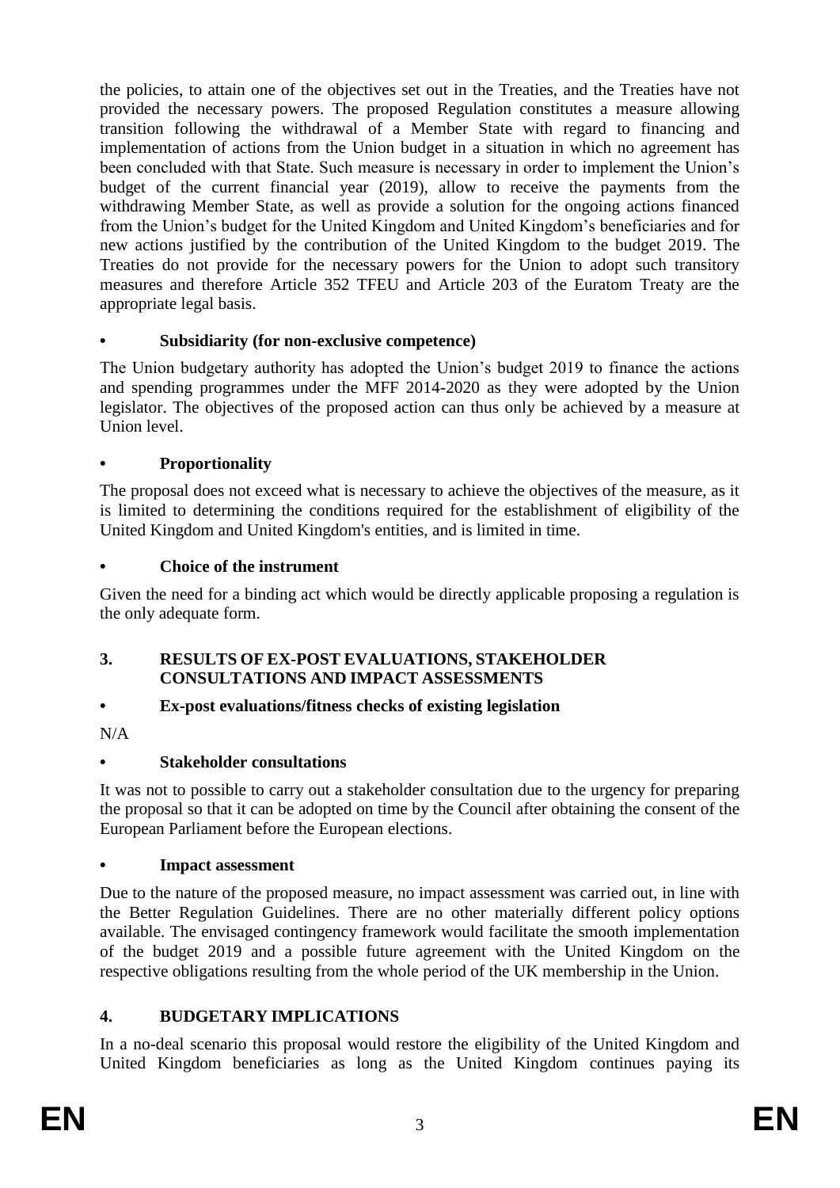the policies, to attain one of the objectives set out in the Treaties, and the Treaties have not provided the necessary powers. The proposed Regulation constitutes a measure allowing transition following the withdrawal of a Member State with regard to financing and implementation of actions from the Union budget in a situation in which no agreement has been concluded with that State. Such measure is necessary in order to implement the Union's budget of the current financial year (2019), allow to receive the payments from the withdrawing Member State, as well as provide a solution for the ongoing actions financed from the Union's budget for the United Kingdom and United Kingdom's beneficiaries and for new actions justified by the contribution of the United Kingdom to the budget 2019. The Treaties do not provide for the necessary powers for the Union to adopt such transitory measures and therefore Article 352 TFEU and Article 203 of the Euratom Treaty are the appropriate legal basis.

- **Subsidiarity (for non-exclusive competence)**

The Union budgetary authority has adopted the Union's budget 2019 to finance the actions and spending programmes under the MFF 2014-2020 as they were adopted by the Union legislator. The objectives of the proposed action can thus only be achieved by a measure at Union level.

- **Proportionality**

The proposal does not exceed what is necessary to achieve the objectives of the measure, as it is limited to determining the conditions required for the establishment of eligibility of the United Kingdom and United Kingdom's entities, and is limited in time.

- **Choice of the instrument**

Given the need for a binding act which would be directly applicable proposing a regulation is the only adequate form.

## 3. RESULTS OF EX-POST EVALUATIONS, STAKEHOLDER CONSULTATIONS AND IMPACT ASSESSMENTS

- **Ex-post evaluations/fitness checks of existing legislation**

N/A

- **Stakeholder consultations**

It was not to possible to carry out a stakeholder consultation due to the urgency for preparing the proposal so that it can be adopted on time by the Council after obtaining the consent of the European Parliament before the European elections.

- **Impact assessment**

Due to the nature of the proposed measure, no impact assessment was carried out, in line with the Better Regulation Guidelines. There are no other materially different policy options available. The envisaged contingency framework would facilitate the smooth implementation of the budget 2019 and a possible future agreement with the United Kingdom on the respective obligations resulting from the whole period of the UK membership in the Union.

## 4. BUDGETARY IMPLICATIONS

In a no-deal scenario this proposal would restore the eligibility of the United Kingdom and United Kingdom beneficiaries as long as the United Kingdom continues paying its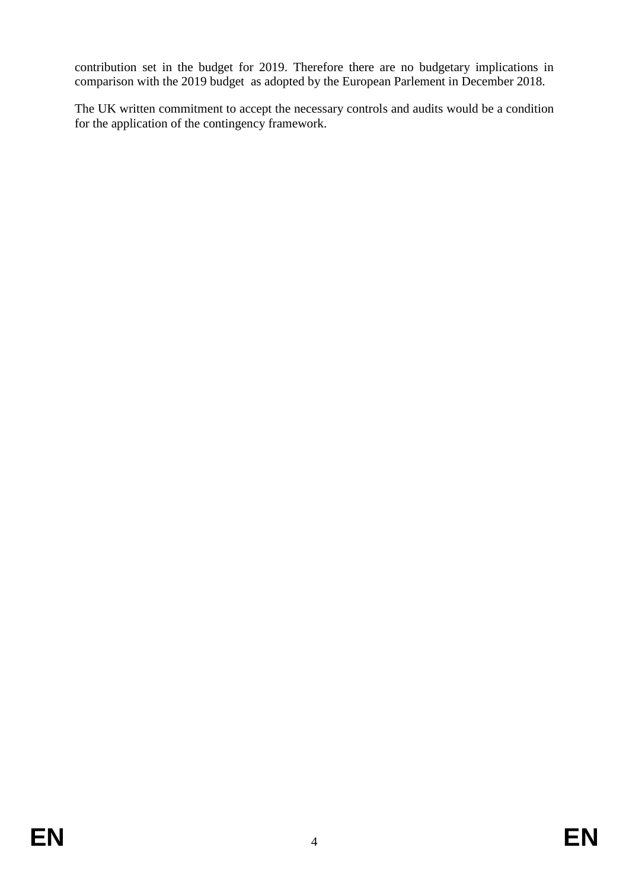contribution set in the budget for 2019. Therefore there are no budgetary implications in comparison with the 2019 budget as adopted by the European Parlement in December 2018.

The UK written commitment to accept the necessary controls and audits would be a condition for the application of the contingency framework.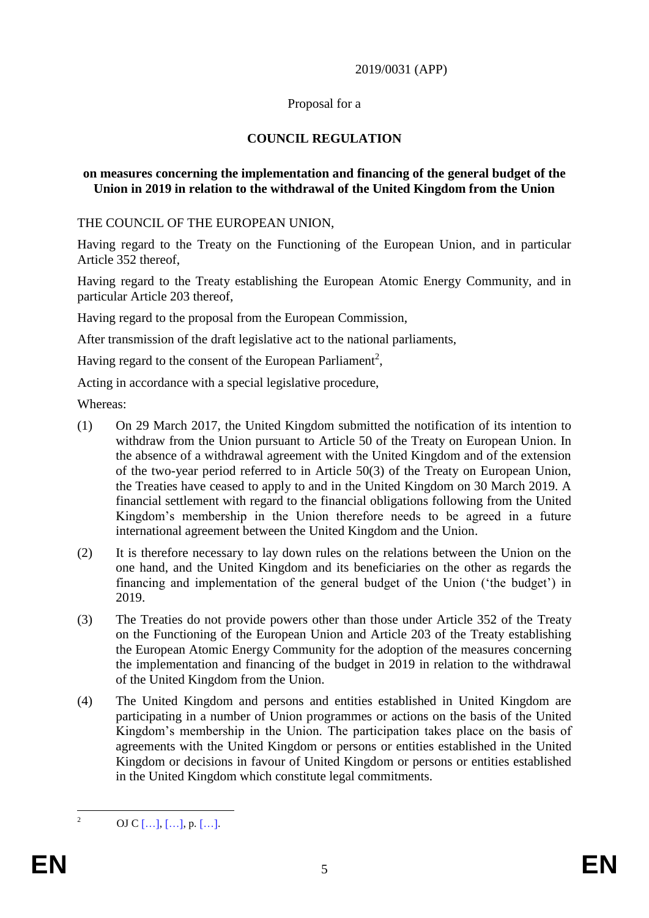2019/0031 (APP)

Proposal for a

# COUNCIL REGULATION

## on measures concerning the implementation and financing of the general budget of the Union in 2019 in relation to the withdrawal of the United Kingdom from the Union

THE COUNCIL OF THE EUROPEAN UNION,

Having regard to the Treaty on the Functioning of the European Union, and in particular Article 352 thereof,

Having regard to the Treaty establishing the European Atomic Energy Community, and in particular Article 203 thereof,

Having regard to the proposal from the European Commission,

After transmission of the draft legislative act to the national parliaments,

Having regard to the consent of the European Parliament[2],

Acting in accordance with a special legislative procedure,

Whereas:

(1) On 29 March 2017, the United Kingdom submitted the notification of its intention to withdraw from the Union pursuant to Article 50 of the Treaty on European Union. In the absence of a withdrawal agreement with the United Kingdom and of the extension of the two-year period referred to in Article 50(3) of the Treaty on European Union, the Treaties have ceased to apply to and in the United Kingdom on 30 March 2019. A financial settlement with regard to the financial obligations following from the United Kingdom's membership in the Union therefore needs to be agreed in a future international agreement between the United Kingdom and the Union.

(2) It is therefore necessary to lay down rules on the relations between the Union on the one hand, and the United Kingdom and its beneficiaries on the other as regards the financing and implementation of the general budget of the Union ('the budget') in 2019.

(3) The Treaties do not provide powers other than those under Article 352 of the Treaty on the Functioning of the European Union and Article 203 of the Treaty establishing the European Atomic Energy Community for the adoption of the measures concerning the implementation and financing of the budget in 2019 in relation to the withdrawal of the United Kingdom from the Union.

(4) The United Kingdom and persons and entities established in United Kingdom are participating in a number of Union programmes or actions on the basis of the United Kingdom's membership in the Union. The participation takes place on the basis of agreements with the United Kingdom or persons or entities established in the United Kingdom or decisions in favour of United Kingdom or persons or entities established in the United Kingdom which constitute legal commitments.

---

[2] OJ C […], […], p. […].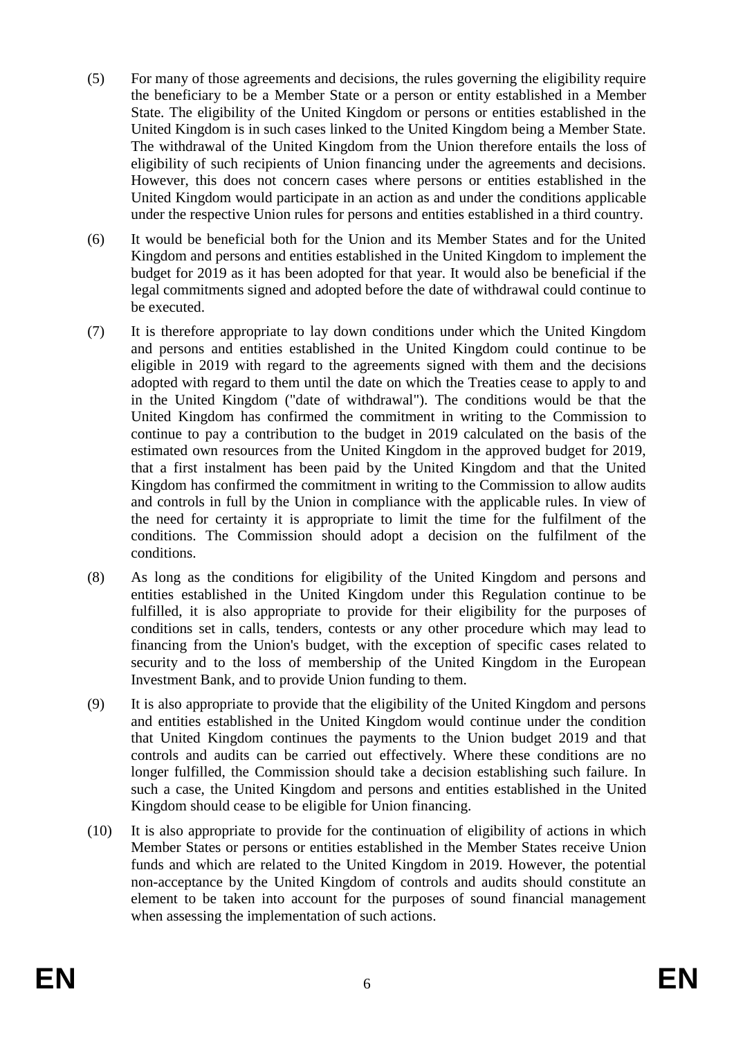(5) For many of those agreements and decisions, the rules governing the eligibility require the beneficiary to be a Member State or a person or entity established in a Member State. The eligibility of the United Kingdom or persons or entities established in the United Kingdom is in such cases linked to the United Kingdom being a Member State. The withdrawal of the United Kingdom from the Union therefore entails the loss of eligibility of such recipients of Union financing under the agreements and decisions. However, this does not concern cases where persons or entities established in the United Kingdom would participate in an action as and under the conditions applicable under the respective Union rules for persons and entities established in a third country.

(6) It would be beneficial both for the Union and its Member States and for the United Kingdom and persons and entities established in the United Kingdom to implement the budget for 2019 as it has been adopted for that year. It would also be beneficial if the legal commitments signed and adopted before the date of withdrawal could continue to be executed.

(7) It is therefore appropriate to lay down conditions under which the United Kingdom and persons and entities established in the United Kingdom could continue to be eligible in 2019 with regard to the agreements signed with them and the decisions adopted with regard to them until the date on which the Treaties cease to apply to and in the United Kingdom ("date of withdrawal"). The conditions would be that the United Kingdom has confirmed the commitment in writing to the Commission to continue to pay a contribution to the budget in 2019 calculated on the basis of the estimated own resources from the United Kingdom in the approved budget for 2019, that a first instalment has been paid by the United Kingdom and that the United Kingdom has confirmed the commitment in writing to the Commission to allow audits and controls in full by the Union in compliance with the applicable rules. In view of the need for certainty it is appropriate to limit the time for the fulfilment of the conditions. The Commission should adopt a decision on the fulfilment of the conditions.

(8) As long as the conditions for eligibility of the United Kingdom and persons and entities established in the United Kingdom under this Regulation continue to be fulfilled, it is also appropriate to provide for their eligibility for the purposes of conditions set in calls, tenders, contests or any other procedure which may lead to financing from the Union's budget, with the exception of specific cases related to security and to the loss of membership of the United Kingdom in the European Investment Bank, and to provide Union funding to them.

(9) It is also appropriate to provide that the eligibility of the United Kingdom and persons and entities established in the United Kingdom would continue under the condition that United Kingdom continues the payments to the Union budget 2019 and that controls and audits can be carried out effectively. Where these conditions are no longer fulfilled, the Commission should take a decision establishing such failure. In such a case, the United Kingdom and persons and entities established in the United Kingdom should cease to be eligible for Union financing.

(10) It is also appropriate to provide for the continuation of eligibility of actions in which Member States or persons or entities established in the Member States receive Union funds and which are related to the United Kingdom in 2019. However, the potential non-acceptance by the United Kingdom of controls and audits should constitute an element to be taken into account for the purposes of sound financial management when assessing the implementation of such actions.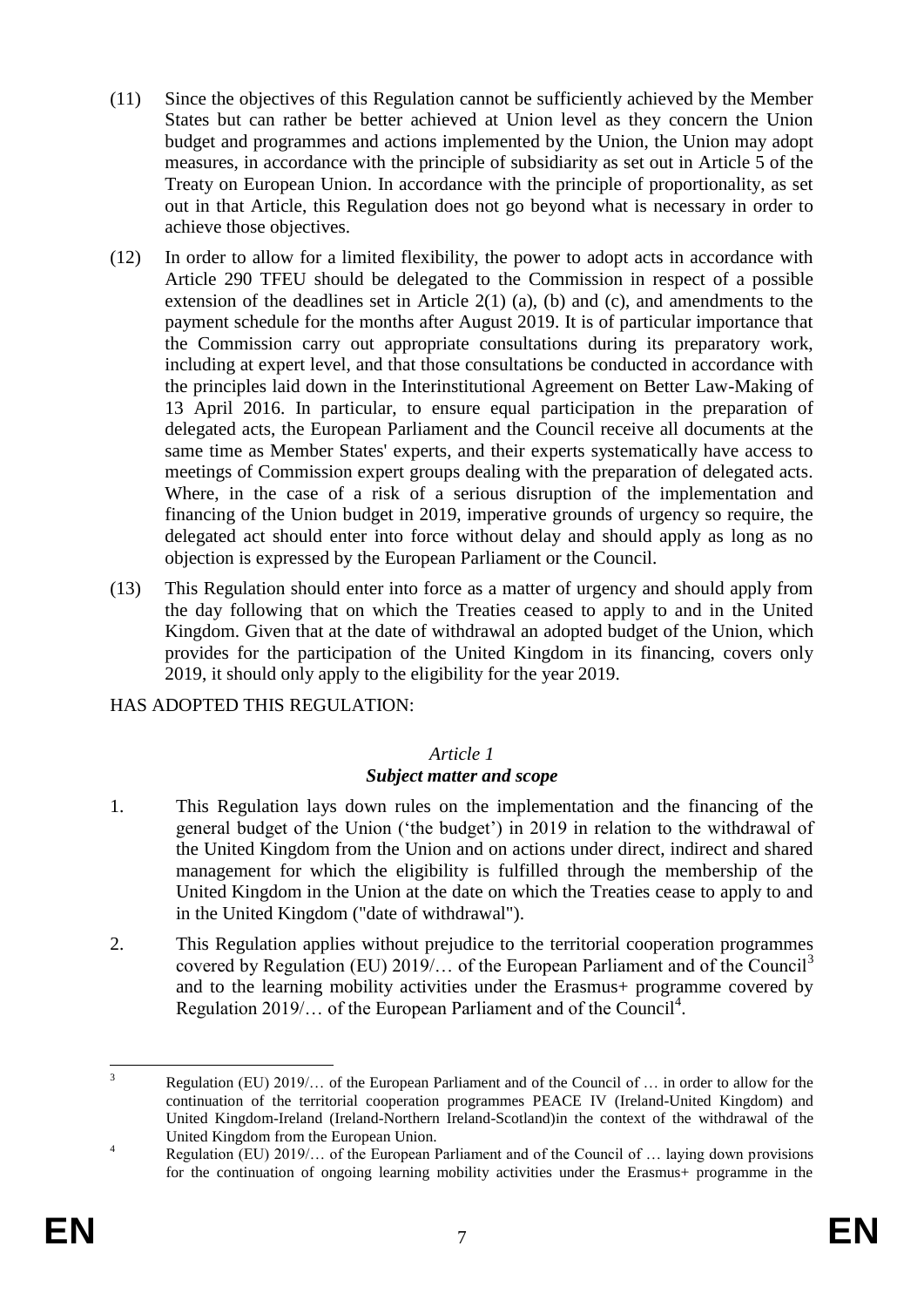(11) Since the objectives of this Regulation cannot be sufficiently achieved by the Member States but can rather be better achieved at Union level as they concern the Union budget and programmes and actions implemented by the Union, the Union may adopt measures, in accordance with the principle of subsidiarity as set out in Article 5 of the Treaty on European Union. In accordance with the principle of proportionality, as set out in that Article, this Regulation does not go beyond what is necessary in order to achieve those objectives.

(12) In order to allow for a limited flexibility, the power to adopt acts in accordance with Article 290 TFEU should be delegated to the Commission in respect of a possible extension of the deadlines set in Article 2(1) (a), (b) and (c), and amendments to the payment schedule for the months after August 2019. It is of particular importance that the Commission carry out appropriate consultations during its preparatory work, including at expert level, and that those consultations be conducted in accordance with the principles laid down in the Interinstitutional Agreement on Better Law-Making of 13 April 2016. In particular, to ensure equal participation in the preparation of delegated acts, the European Parliament and the Council receive all documents at the same time as Member States' experts, and their experts systematically have access to meetings of Commission expert groups dealing with the preparation of delegated acts. Where, in the case of a risk of a serious disruption of the implementation and financing of the Union budget in 2019, imperative grounds of urgency so require, the delegated act should enter into force without delay and should apply as long as no objection is expressed by the European Parliament or the Council.

(13) This Regulation should enter into force as a matter of urgency and should apply from the day following that on which the Treaties ceased to apply to and in the United Kingdom. Given that at the date of withdrawal an adopted budget of the Union, which provides for the participation of the United Kingdom in its financing, covers only 2019, it should only apply to the eligibility for the year 2019.

HAS ADOPTED THIS REGULATION:

*Article 1*

***Subject matter and scope***

1. This Regulation lays down rules on the implementation and the financing of the general budget of the Union ('the budget') in 2019 in relation to the withdrawal of the United Kingdom from the Union and on actions under direct, indirect and shared management for which the eligibility is fulfilled through the membership of the United Kingdom in the Union at the date on which the Treaties cease to apply to and in the United Kingdom ("date of withdrawal").

2. This Regulation applies without prejudice to the territorial cooperation programmes covered by Regulation (EU) 2019/… of the European Parliament and of the Council[3] and to the learning mobility activities under the Erasmus+ programme covered by Regulation 2019/… of the European Parliament and of the Council[4].

---

[3] Regulation (EU) 2019/… of the European Parliament and of the Council of … in order to allow for the continuation of the territorial cooperation programmes PEACE IV (Ireland-United Kingdom) and United Kingdom-Ireland (Ireland-Northern Ireland-Scotland)in the context of the withdrawal of the United Kingdom from the European Union.

[4] Regulation (EU) 2019/… of the European Parliament and of the Council of … laying down provisions for the continuation of ongoing learning mobility activities under the Erasmus+ programme in the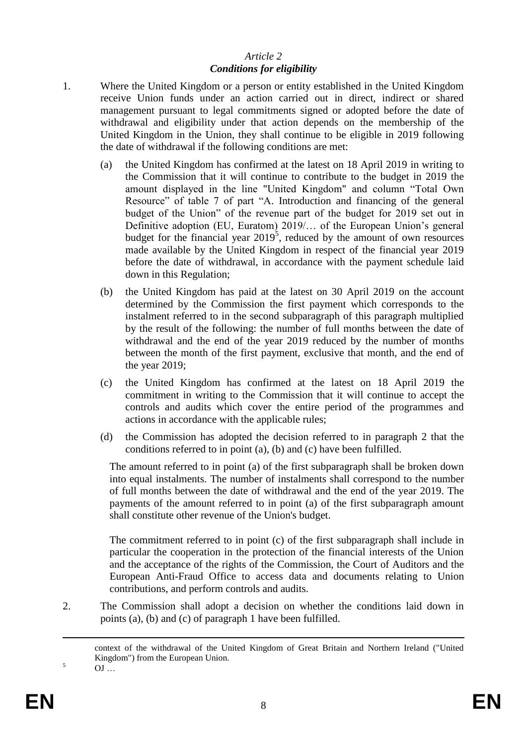*Article 2*
***Conditions for eligibility***

1. Where the United Kingdom or a person or entity established in the United Kingdom receive Union funds under an action carried out in direct, indirect or shared management pursuant to legal commitments signed or adopted before the date of withdrawal and eligibility under that action depends on the membership of the United Kingdom in the Union, they shall continue to be eligible in 2019 following the date of withdrawal if the following conditions are met:

   (a) the United Kingdom has confirmed at the latest on 18 April 2019 in writing to the Commission that it will continue to contribute to the budget in 2019 the amount displayed in the line "United Kingdom" and column "Total Own Resource" of table 7 of part "A. Introduction and financing of the general budget of the Union" of the revenue part of the budget for 2019 set out in Definitive adoption (EU, Euratom) 2019/… of the European Union's general budget for the financial year 2019[5], reduced by the amount of own resources made available by the United Kingdom in respect of the financial year 2019 before the date of withdrawal, in accordance with the payment schedule laid down in this Regulation;

   (b) the United Kingdom has paid at the latest on 30 April 2019 on the account determined by the Commission the first payment which corresponds to the instalment referred to in the second subparagraph of this paragraph multiplied by the result of the following: the number of full months between the date of withdrawal and the end of the year 2019 reduced by the number of months between the month of the first payment, exclusive that month, and the end of the year 2019;

   (c) the United Kingdom has confirmed at the latest on 18 April 2019 the commitment in writing to the Commission that it will continue to accept the controls and audits which cover the entire period of the programmes and actions in accordance with the applicable rules;

   (d) the Commission has adopted the decision referred to in paragraph 2 that the conditions referred to in point (a), (b) and (c) have been fulfilled.

   The amount referred to in point (a) of the first subparagraph shall be broken down into equal instalments. The number of instalments shall correspond to the number of full months between the date of withdrawal and the end of the year 2019. The payments of the amount referred to in point (a) of the first subparagraph amount shall constitute other revenue of the Union's budget.

   The commitment referred to in point (c) of the first subparagraph shall include in particular the cooperation in the protection of the financial interests of the Union and the acceptance of the rights of the Commission, the Court of Auditors and the European Anti-Fraud Office to access data and documents relating to Union contributions, and perform controls and audits.

2. The Commission shall adopt a decision on whether the conditions laid down in points (a), (b) and (c) of paragraph 1 have been fulfilled.

---

context of the withdrawal of the United Kingdom of Great Britain and Northern Ireland ("United Kingdom") from the European Union.

[5] OJ …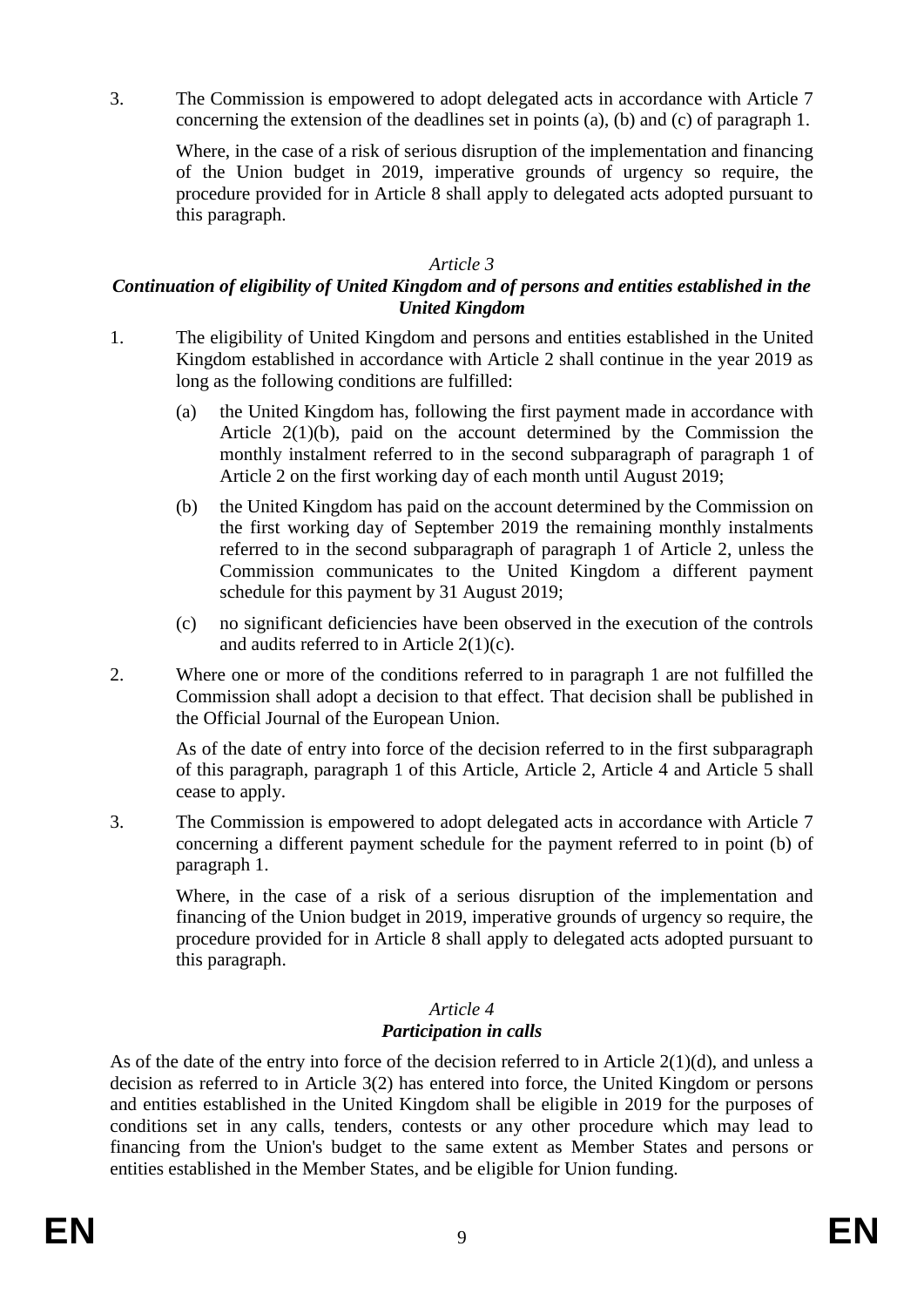3. The Commission is empowered to adopt delegated acts in accordance with Article 7 concerning the extension of the deadlines set in points (a), (b) and (c) of paragraph 1.

   Where, in the case of a risk of serious disruption of the implementation and financing of the Union budget in 2019, imperative grounds of urgency so require, the procedure provided for in Article 8 shall apply to delegated acts adopted pursuant to this paragraph.

*Article 3*

***Continuation of eligibility of United Kingdom and of persons and entities established in the United Kingdom***

1. The eligibility of United Kingdom and persons and entities established in the United Kingdom established in accordance with Article 2 shall continue in the year 2019 as long as the following conditions are fulfilled:

   (a) the United Kingdom has, following the first payment made in accordance with Article 2(1)(b), paid on the account determined by the Commission the monthly instalment referred to in the second subparagraph of paragraph 1 of Article 2 on the first working day of each month until August 2019;

   (b) the United Kingdom has paid on the account determined by the Commission on the first working day of September 2019 the remaining monthly instalments referred to in the second subparagraph of paragraph 1 of Article 2, unless the Commission communicates to the United Kingdom a different payment schedule for this payment by 31 August 2019;

   (c) no significant deficiencies have been observed in the execution of the controls and audits referred to in Article 2(1)(c).

2. Where one or more of the conditions referred to in paragraph 1 are not fulfilled the Commission shall adopt a decision to that effect. That decision shall be published in the Official Journal of the European Union.

   As of the date of entry into force of the decision referred to in the first subparagraph of this paragraph, paragraph 1 of this Article, Article 2, Article 4 and Article 5 shall cease to apply.

3. The Commission is empowered to adopt delegated acts in accordance with Article 7 concerning a different payment schedule for the payment referred to in point (b) of paragraph 1.

   Where, in the case of a risk of a serious disruption of the implementation and financing of the Union budget in 2019, imperative grounds of urgency so require, the procedure provided for in Article 8 shall apply to delegated acts adopted pursuant to this paragraph.

*Article 4*

***Participation in calls***

As of the date of the entry into force of the decision referred to in Article 2(1)(d), and unless a decision as referred to in Article 3(2) has entered into force, the United Kingdom or persons and entities established in the United Kingdom shall be eligible in 2019 for the purposes of conditions set in any calls, tenders, contests or any other procedure which may lead to financing from the Union's budget to the same extent as Member States and persons or entities established in the Member States, and be eligible for Union funding.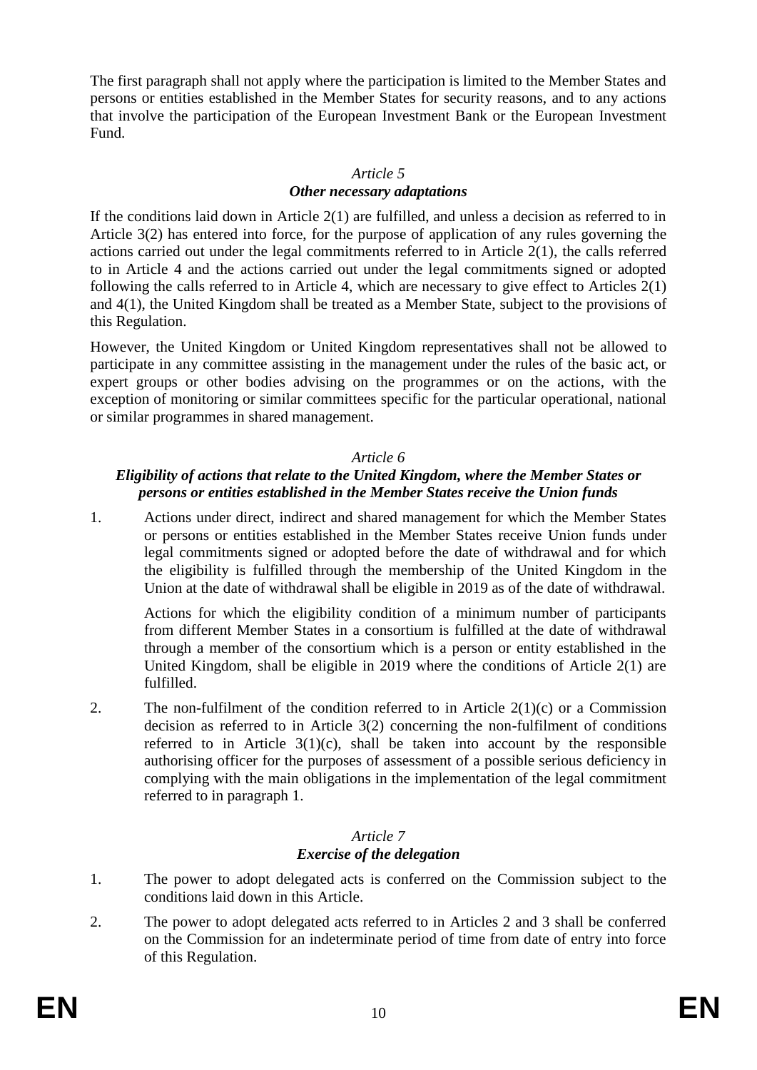The first paragraph shall not apply where the participation is limited to the Member States and persons or entities established in the Member States for security reasons, and to any actions that involve the participation of the European Investment Bank or the European Investment Fund.

*Article 5*

***Other necessary adaptations***

If the conditions laid down in Article 2(1) are fulfilled, and unless a decision as referred to in Article 3(2) has entered into force, for the purpose of application of any rules governing the actions carried out under the legal commitments referred to in Article 2(1), the calls referred to in Article 4 and the actions carried out under the legal commitments signed or adopted following the calls referred to in Article 4, which are necessary to give effect to Articles 2(1) and 4(1), the United Kingdom shall be treated as a Member State, subject to the provisions of this Regulation.

However, the United Kingdom or United Kingdom representatives shall not be allowed to participate in any committee assisting in the management under the rules of the basic act, or expert groups or other bodies advising on the programmes or on the actions, with the exception of monitoring or similar committees specific for the particular operational, national or similar programmes in shared management.

*Article 6*

***Eligibility of actions that relate to the United Kingdom, where the Member States or persons or entities established in the Member States receive the Union funds***

1. Actions under direct, indirect and shared management for which the Member States or persons or entities established in the Member States receive Union funds under legal commitments signed or adopted before the date of withdrawal and for which the eligibility is fulfilled through the membership of the United Kingdom in the Union at the date of withdrawal shall be eligible in 2019 as of the date of withdrawal.

   Actions for which the eligibility condition of a minimum number of participants from different Member States in a consortium is fulfilled at the date of withdrawal through a member of the consortium which is a person or entity established in the United Kingdom, shall be eligible in 2019 where the conditions of Article 2(1) are fulfilled.

2. The non-fulfilment of the condition referred to in Article 2(1)(c) or a Commission decision as referred to in Article 3(2) concerning the non-fulfilment of conditions referred to in Article 3(1)(c), shall be taken into account by the responsible authorising officer for the purposes of assessment of a possible serious deficiency in complying with the main obligations in the implementation of the legal commitment referred to in paragraph 1.

*Article 7*

***Exercise of the delegation***

1. The power to adopt delegated acts is conferred on the Commission subject to the conditions laid down in this Article.

2. The power to adopt delegated acts referred to in Articles 2 and 3 shall be conferred on the Commission for an indeterminate period of time from date of entry into force of this Regulation.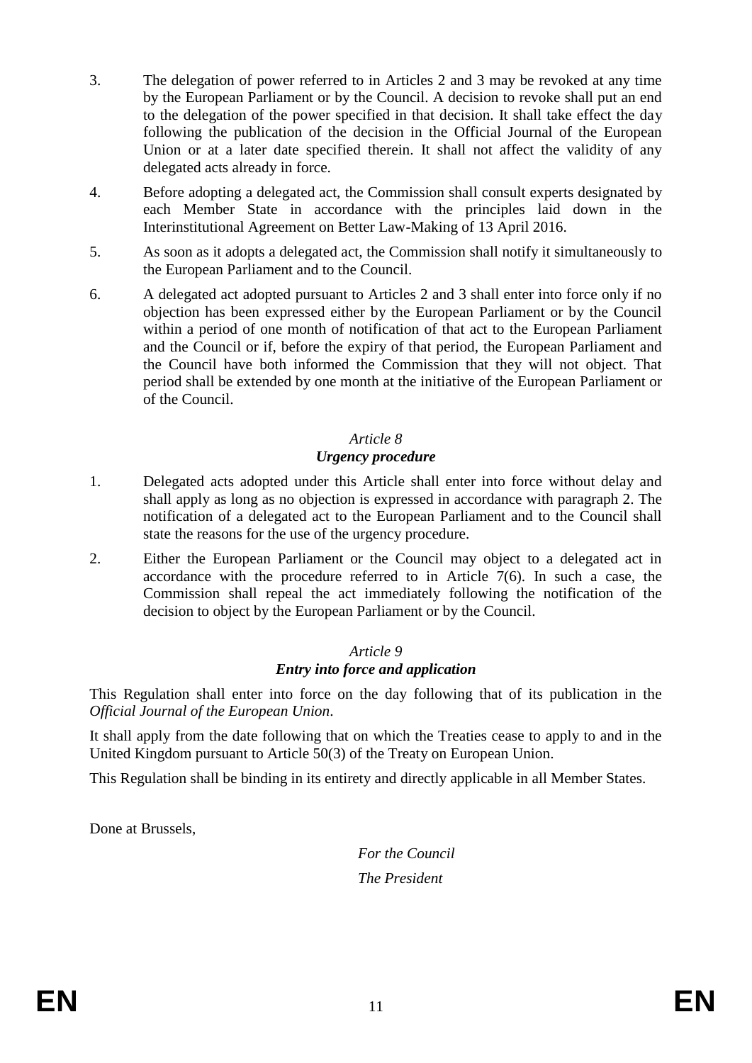3. The delegation of power referred to in Articles 2 and 3 may be revoked at any time by the European Parliament or by the Council. A decision to revoke shall put an end to the delegation of the power specified in that decision. It shall take effect the day following the publication of the decision in the Official Journal of the European Union or at a later date specified therein. It shall not affect the validity of any delegated acts already in force.

4. Before adopting a delegated act, the Commission shall consult experts designated by each Member State in accordance with the principles laid down in the Interinstitutional Agreement on Better Law-Making of 13 April 2016.

5. As soon as it adopts a delegated act, the Commission shall notify it simultaneously to the European Parliament and to the Council.

6. A delegated act adopted pursuant to Articles 2 and 3 shall enter into force only if no objection has been expressed either by the European Parliament or by the Council within a period of one month of notification of that act to the European Parliament and the Council or if, before the expiry of that period, the European Parliament and the Council have both informed the Commission that they will not object. That period shall be extended by one month at the initiative of the European Parliament or of the Council.

*Article 8*

***Urgency procedure***

1. Delegated acts adopted under this Article shall enter into force without delay and shall apply as long as no objection is expressed in accordance with paragraph 2. The notification of a delegated act to the European Parliament and to the Council shall state the reasons for the use of the urgency procedure.

2. Either the European Parliament or the Council may object to a delegated act in accordance with the procedure referred to in Article 7(6). In such a case, the Commission shall repeal the act immediately following the notification of the decision to object by the European Parliament or by the Council.

*Article 9*

***Entry into force and application***

This Regulation shall enter into force on the day following that of its publication in the *Official Journal of the European Union*.

It shall apply from the date following that on which the Treaties cease to apply to and in the United Kingdom pursuant to Article 50(3) of the Treaty on European Union.

This Regulation shall be binding in its entirety and directly applicable in all Member States.

Done at Brussels,

*For the Council*

*The President*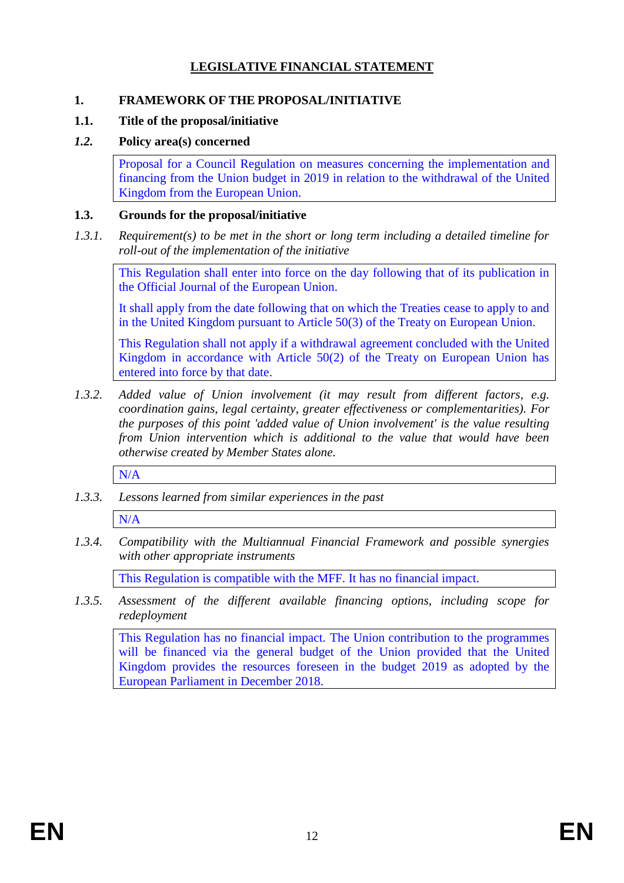# LEGISLATIVE FINANCIAL STATEMENT

## 1. FRAMEWORK OF THE PROPOSAL/INITIATIVE

### 1.1. Title of the proposal/initiative

### *1.2.* Policy area(s) concerned

Proposal for a Council Regulation on measures concerning the implementation and financing from the Union budget in 2019 in relation to the withdrawal of the United Kingdom from the European Union.

### 1.3. Grounds for the proposal/initiative

*1.3.1. Requirement(s) to be met in the short or long term including a detailed timeline for roll-out of the implementation of the initiative*

This Regulation shall enter into force on the day following that of its publication in the Official Journal of the European Union.

It shall apply from the date following that on which the Treaties cease to apply to and in the United Kingdom pursuant to Article 50(3) of the Treaty on European Union.

This Regulation shall not apply if a withdrawal agreement concluded with the United Kingdom in accordance with Article 50(2) of the Treaty on European Union has entered into force by that date.

*1.3.2. Added value of Union involvement (it may result from different factors, e.g. coordination gains, legal certainty, greater effectiveness or complementarities). For the purposes of this point 'added value of Union involvement' is the value resulting from Union intervention which is additional to the value that would have been otherwise created by Member States alone.*

N/A

*1.3.3. Lessons learned from similar experiences in the past*

N/A

*1.3.4. Compatibility with the Multiannual Financial Framework and possible synergies with other appropriate instruments*

This Regulation is compatible with the MFF. It has no financial impact.

*1.3.5. Assessment of the different available financing options, including scope for redeployment*

This Regulation has no financial impact. The Union contribution to the programmes will be financed via the general budget of the Union provided that the United Kingdom provides the resources foreseen in the budget 2019 as adopted by the European Parliament in December 2018.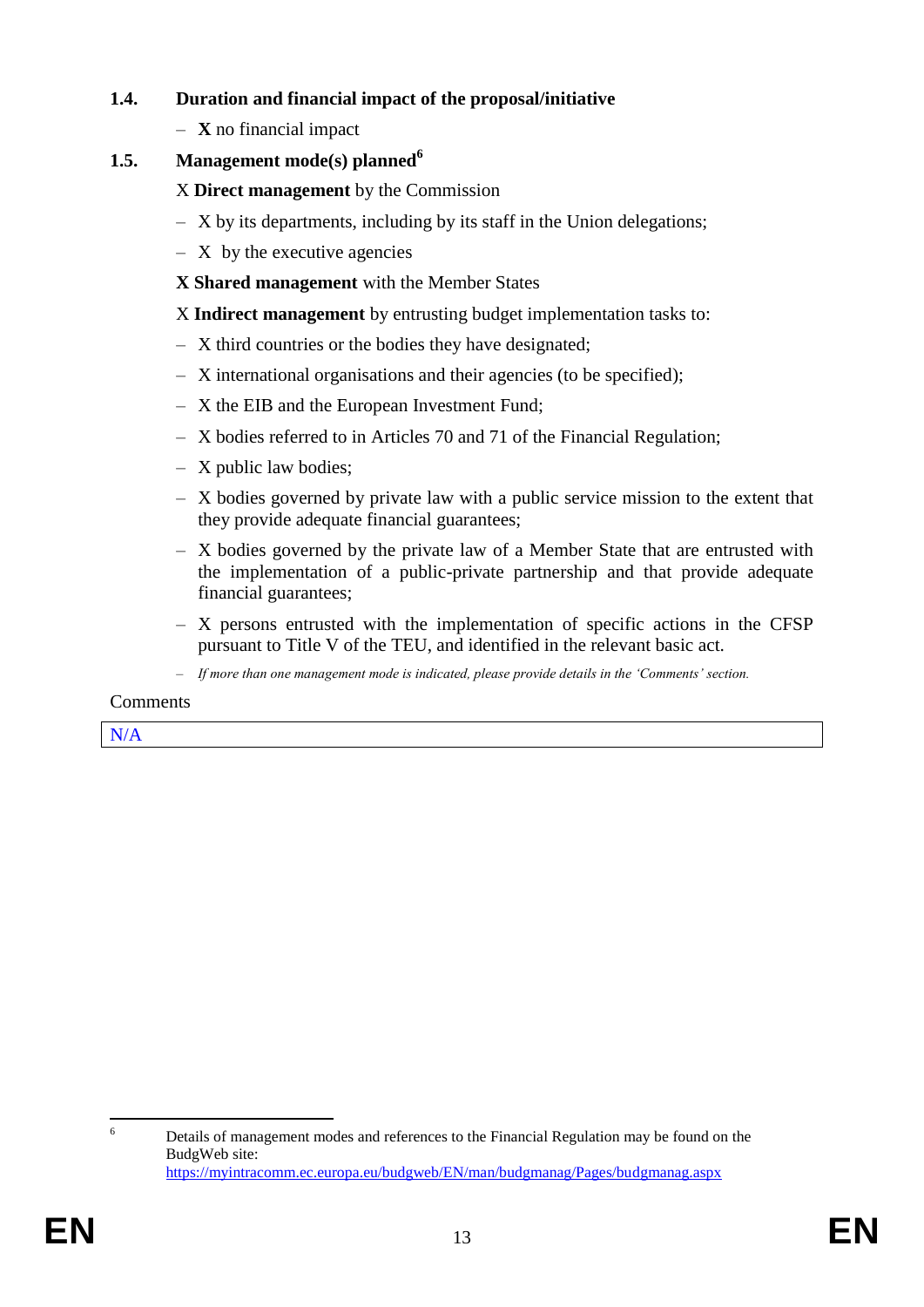### 1.4. Duration and financial impact of the proposal/initiative

- **X** no financial impact

### 1.5. Management mode(s) planned[6]

X **Direct management** by the Commission

- X by its departments, including by its staff in the Union delegations;
- X by the executive agencies

**X Shared management** with the Member States

X **Indirect management** by entrusting budget implementation tasks to:

- X third countries or the bodies they have designated;
- X international organisations and their agencies (to be specified);
- X the EIB and the European Investment Fund;
- X bodies referred to in Articles 70 and 71 of the Financial Regulation;
- X public law bodies;
- X bodies governed by private law with a public service mission to the extent that they provide adequate financial guarantees;
- X bodies governed by the private law of a Member State that are entrusted with the implementation of a public-private partnership and that provide adequate financial guarantees;
- X persons entrusted with the implementation of specific actions in the CFSP pursuant to Title V of the TEU, and identified in the relevant basic act.
- *If more than one management mode is indicated, please provide details in the 'Comments' section.*

Comments

| N/A |
|---|

[6] Details of management modes and references to the Financial Regulation may be found on the BudgWeb site: https://myintracomm.ec.europa.eu/budgweb/EN/man/budgmanag/Pages/budgmanag.aspx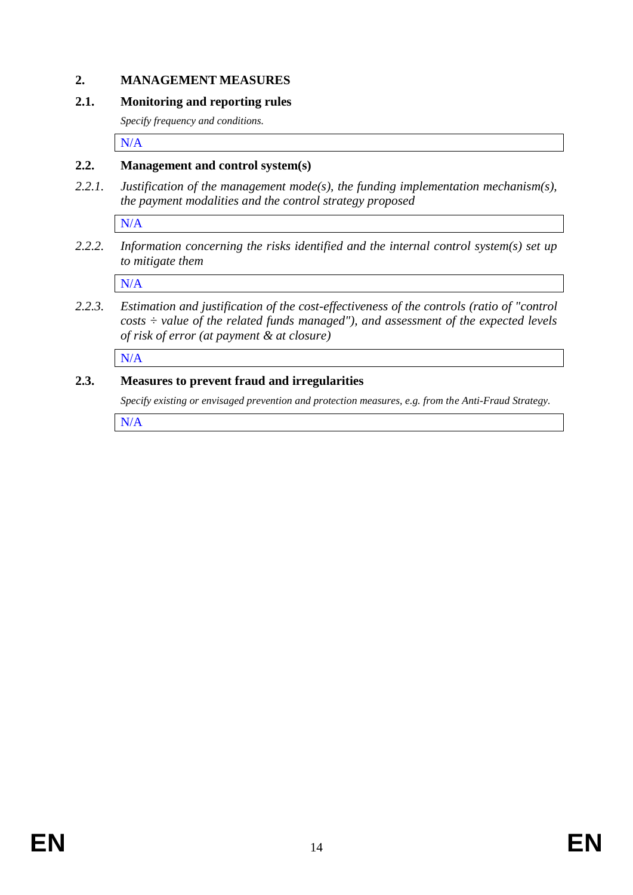## 2. MANAGEMENT MEASURES

### 2.1. Monitoring and reporting rules

*Specify frequency and conditions.*

N/A

### 2.2. Management and control system(s)

*2.2.1. Justification of the management mode(s), the funding implementation mechanism(s), the payment modalities and the control strategy proposed*

N/A

*2.2.2. Information concerning the risks identified and the internal control system(s) set up to mitigate them*

N/A

*2.2.3. Estimation and justification of the cost-effectiveness of the controls (ratio of "control costs ÷ value of the related funds managed"), and assessment of the expected levels of risk of error (at payment & at closure)*

N/A

### 2.3. Measures to prevent fraud and irregularities

*Specify existing or envisaged prevention and protection measures, e.g. from the Anti-Fraud Strategy.*

N/A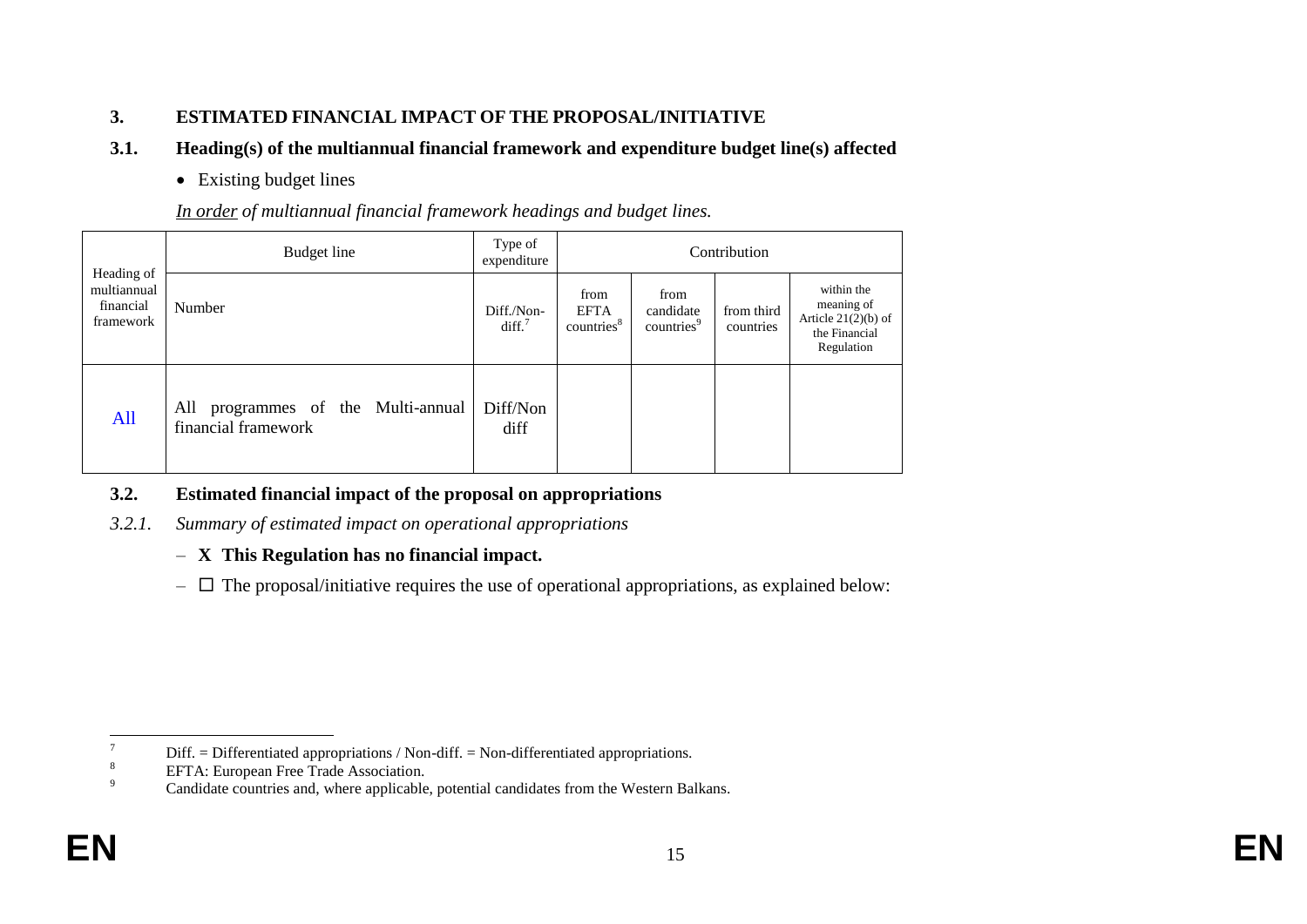## 3. ESTIMATED FINANCIAL IMPACT OF THE PROPOSAL/INITIATIVE

### 3.1. Heading(s) of the multiannual financial framework and expenditure budget line(s) affected

- Existing budget lines

*In order of multiannual financial framework headings and budget lines.*

| Heading of multiannual financial framework | Budget line | Type of expenditure | Contribution | | | |
|---|---|---|---|---|---|---|
| | Number | Diff./Non-diff.[7] | from EFTA countries[8] | from candidate countries[9] | from third countries | within the meaning of Article 21(2)(b) of the Financial Regulation |
| All | All programmes of the Multi-annual financial framework | Diff/Non diff | | | | |

### 3.2. Estimated financial impact of the proposal on appropriations

*3.2.1. Summary of estimated impact on operational appropriations*

- **X This Regulation has no financial impact.**
- ☐ The proposal/initiative requires the use of operational appropriations, as explained below:

---

[7] Diff. = Differentiated appropriations / Non-diff. = Non-differentiated appropriations.

[8] EFTA: European Free Trade Association.

[9] Candidate countries and, where applicable, potential candidates from the Western Balkans.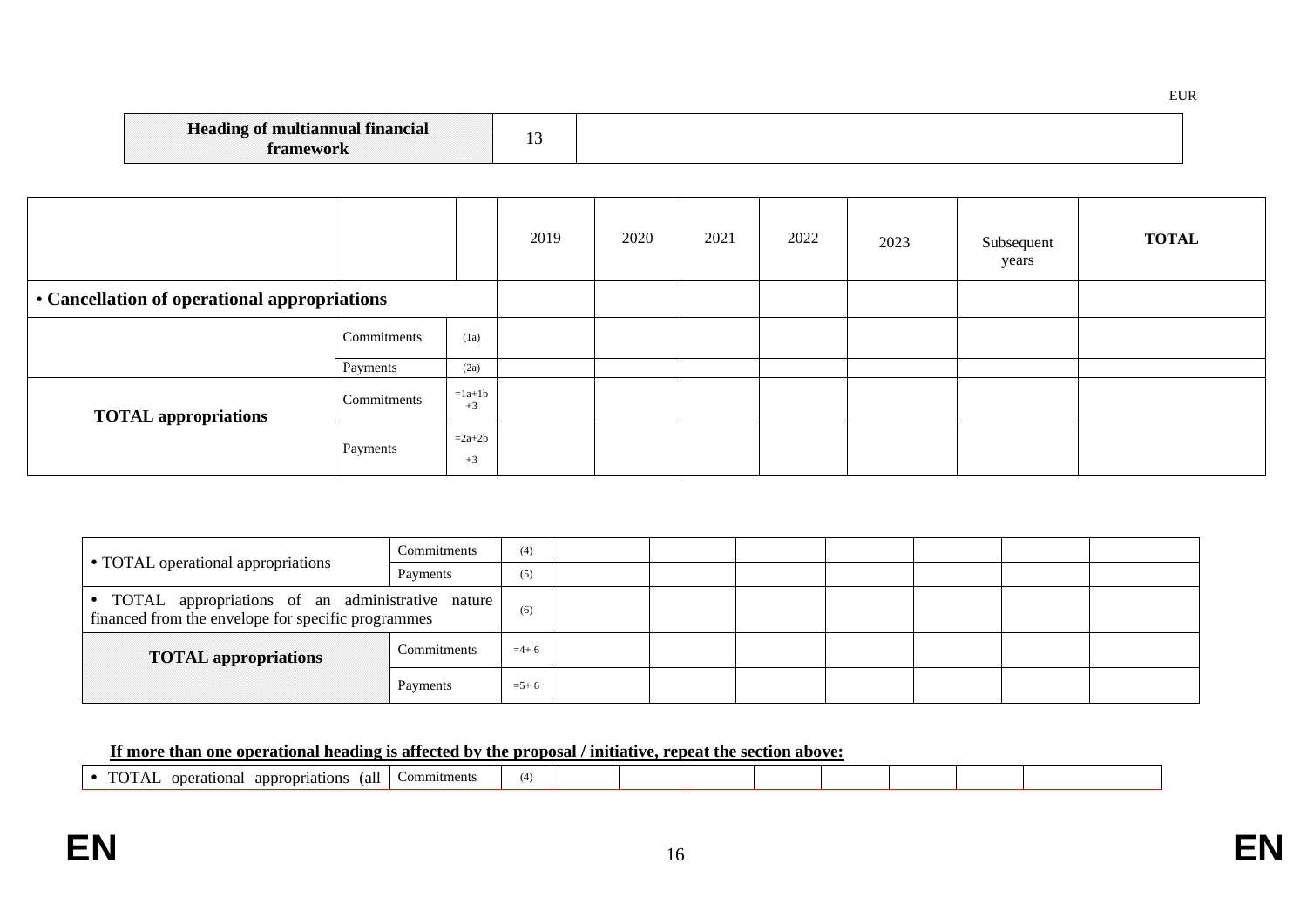EUR

| Heading of multiannual financial framework | 13 | |
|---|---|---|

| | | | 2019 | 2020 | 2021 | 2022 | 2023 | Subsequent years | TOTAL |
|---|---|---|---|---|---|---|---|---|---|
| • Cancellation of operational appropriations | | | | | | | | | |
| | Commitments | (1a) | | | | | | | |
| | Payments | (2a) | | | | | | | |
| TOTAL appropriations | Commitments | =1a+1b +3 | | | | | | | |
| | Payments | =2a+2b +3 | | | | | | | |

| | | | | | | | | | |
|---|---|---|---|---|---|---|---|---|---|
| • TOTAL operational appropriations | Commitments | (4) | | | | | | | |
| | Payments | (5) | | | | | | | |
| • TOTAL appropriations of an administrative nature financed from the envelope for specific programmes | | (6) | | | | | | | |
| **TOTAL appropriations** | Commitments | =4+ 6 | | | | | | | |
| | Payments | =5+ 6 | | | | | | | |

**If more than one operational heading is affected by the proposal / initiative, repeat the section above:**

| | | | | | | | | | |
|---|---|---|---|---|---|---|---|---|---|
| • TOTAL operational appropriations (all | Commitments | (4) | | | | | | | |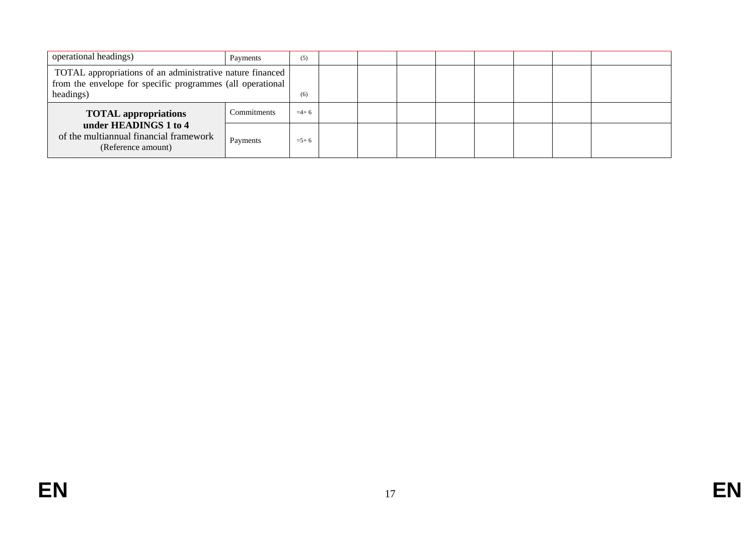| | | | | | | | | | | |
|---|---|---|---|---|---|---|---|---|---|---|
| operational headings) | Payments | (5) | | | | | | | | |
| TOTAL appropriations of an administrative nature financed from the envelope for specific programmes (all operational headings) | | (6) | | | | | | | | |
| **TOTAL appropriations under HEADINGS 1 to 4** of the multiannual financial framework (Reference amount) | Commitments | =4+ 6 | | | | | | | | |
| | Payments | =5+ 6 | | | | | | | | |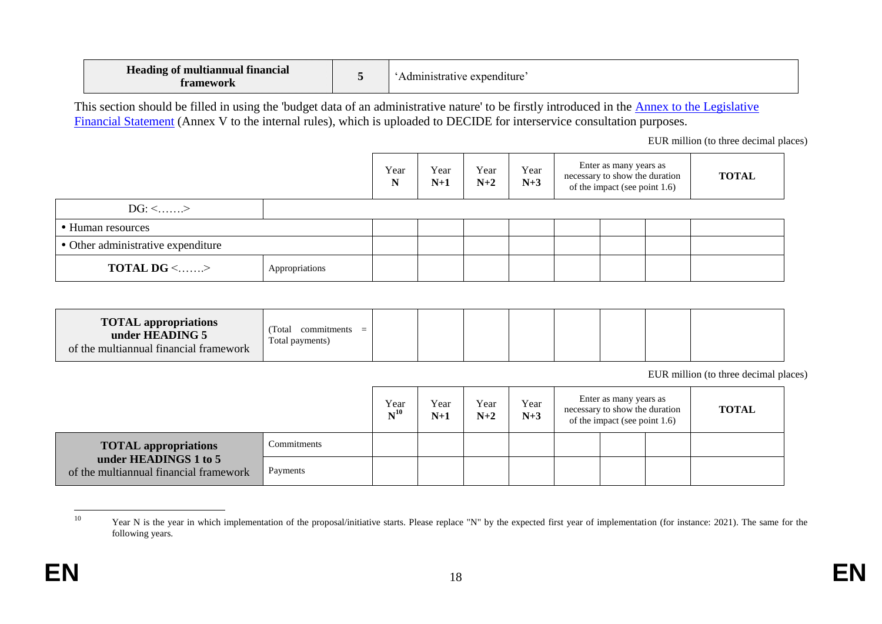| Heading of multiannual financial framework | 5 | 'Administrative expenditure' |
|---|---|---|

This section should be filled in using the 'budget data of an administrative nature' to be firstly introduced in the Annex to the Legislative Financial Statement (Annex V to the internal rules), which is uploaded to DECIDE for interservice consultation purposes.

EUR million (to three decimal places)

| | | Year N | Year N+1 | Year N+2 | Year N+3 | Enter as many years as necessary to show the duration of the impact (see point 1.6) | | | TOTAL |
|---|---|---|---|---|---|---|---|---|---|
| DG: <…….> | | | | | | | | | |
| • Human resources | | | | | | | | | |
| • Other administrative expenditure | | | | | | | | | |
| **TOTAL DG** <…….> | Appropriations | | | | | | | | |

| | | | | | | | | | |
|---|---|---|---|---|---|---|---|---|---|
| **TOTAL appropriations under HEADING 5** of the multiannual financial framework | (Total commitments = Total payments) | | | | | | | | |

EUR million (to three decimal places)

| | | Year N[10] | Year N+1 | Year N+2 | Year N+3 | Enter as many years as necessary to show the duration of the impact (see point 1.6) | | | TOTAL |
|---|---|---|---|---|---|---|---|---|---|
| **TOTAL appropriations under HEADINGS 1 to 5** of the multiannual financial framework | Commitments | | | | | | | | |
| | Payments | | | | | | | | |

[10] Year N is the year in which implementation of the proposal/initiative starts. Please replace "N" by the expected first year of implementation (for instance: 2021). The same for the following years.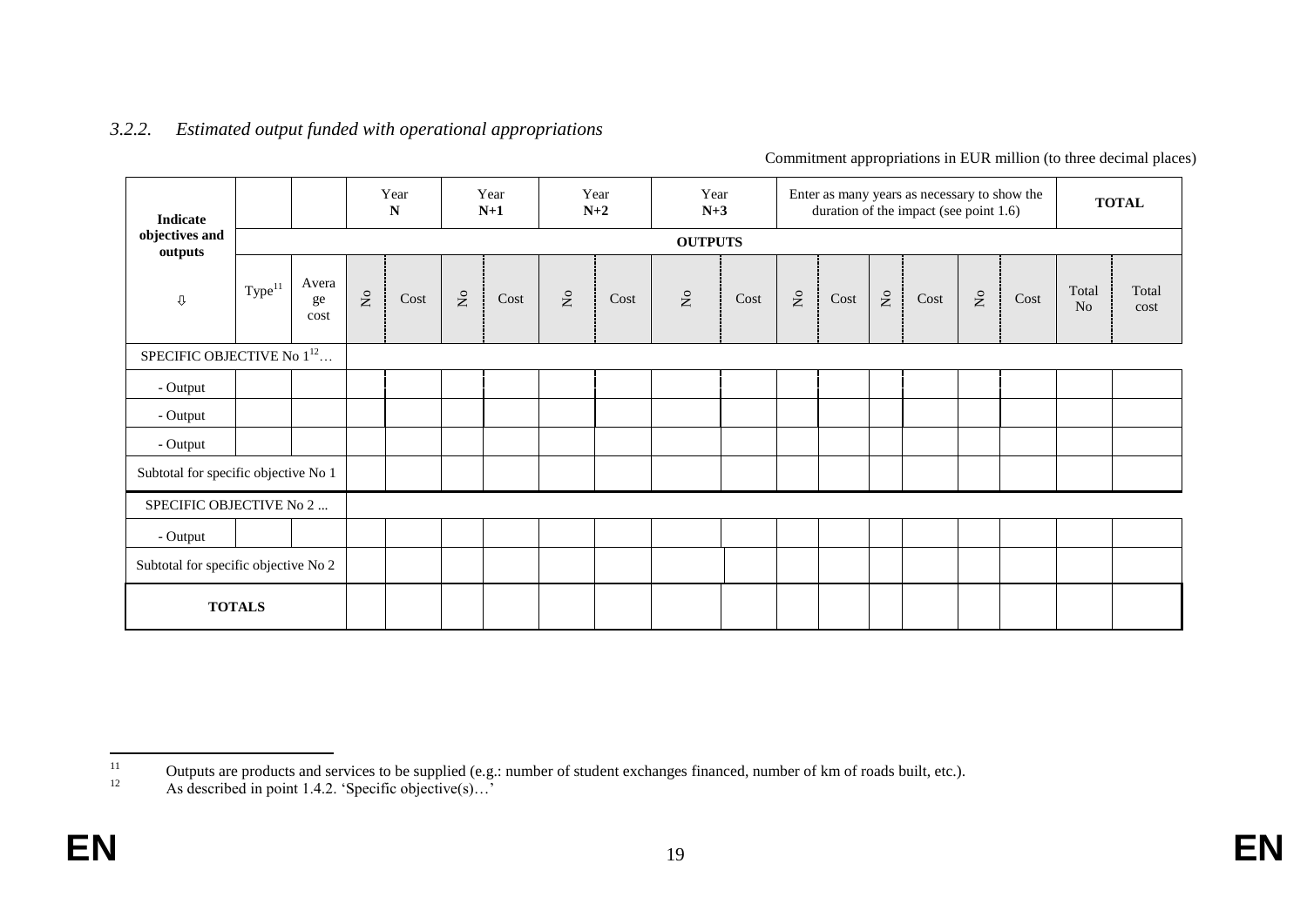### 3.2.2. *Estimated output funded with operational appropriations*

Commitment appropriations in EUR million (to three decimal places)

| Indicate objectives and outputs ⇩ | | | Year N | | Year N+1 | | Year N+2 | | Year N+3 | | Enter as many years as necessary to show the duration of the impact (see point 1.6) | | | | | | TOTAL | |
|---|---|---|---|---|---|---|---|---|---|---|---|---|---|---|---|---|---|---|
| | OUTPUTS | | | | | | | | | | | | | | | | | |
| | Type[11] | Average cost | No | Cost | No | Cost | No | Cost | No | Cost | No | Cost | No | Cost | No | Cost | Total No | Total cost |
| SPECIFIC OBJECTIVE No 1[12]… | | | | | | | | | | | | | | | | | | |
| - Output | | | | | | | | | | | | | | | | | | |
| - Output | | | | | | | | | | | | | | | | | | |
| - Output | | | | | | | | | | | | | | | | | | |
| Subtotal for specific objective No 1 | | | | | | | | | | | | | | | | | | |
| SPECIFIC OBJECTIVE No 2 ... | | | | | | | | | | | | | | | | | | |
| - Output | | | | | | | | | | | | | | | | | | |
| Subtotal for specific objective No 2 | | | | | | | | | | | | | | | | | | |
| TOTALS | | | | | | | | | | | | | | | | | | |

[11] Outputs are products and services to be supplied (e.g.: number of student exchanges financed, number of km of roads built, etc.).

[12] As described in point 1.4.2. 'Specific objective(s)…'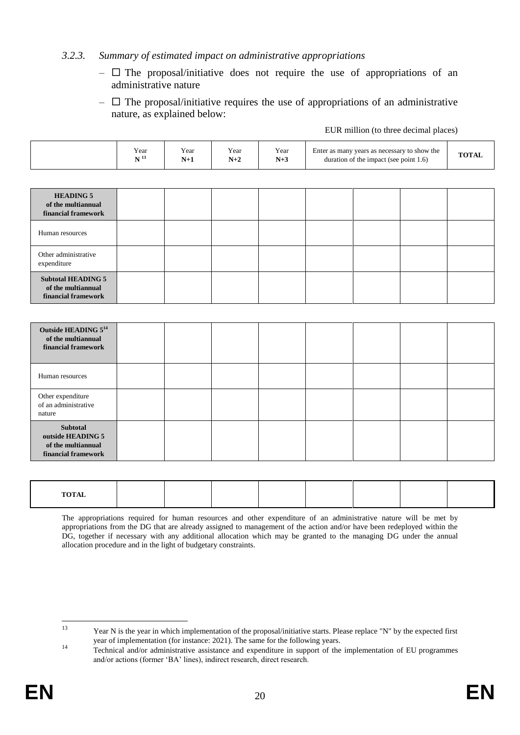### *3.2.3. Summary of estimated impact on administrative appropriations*

- ☐ The proposal/initiative does not require the use of appropriations of an administrative nature
- ☐ The proposal/initiative requires the use of appropriations of an administrative nature, as explained below:

EUR million (to three decimal places)

| | Year **N** [13] | Year **N+1** | Year **N+2** | Year **N+3** | Enter as many years as necessary to show the duration of the impact (see point 1.6) | | | **TOTAL** |
|---|---|---|---|---|---|---|---|---|
| **HEADING 5 of the multiannual financial framework** | | | | | | | | |
| Human resources | | | | | | | | |
| Other administrative expenditure | | | | | | | | |
| **Subtotal HEADING 5 of the multiannual financial framework** | | | | | | | | |
| **Outside HEADING 5[14] of the multiannual financial framework** | | | | | | | | |
| Human resources | | | | | | | | |
| Other expenditure of an administrative nature | | | | | | | | |
| **Subtotal outside HEADING 5 of the multiannual financial framework** | | | | | | | | |
| **TOTAL** | | | | | | | | |

The appropriations required for human resources and other expenditure of an administrative nature will be met by appropriations from the DG that are already assigned to management of the action and/or have been redeployed within the DG, together if necessary with any additional allocation which may be granted to the managing DG under the annual allocation procedure and in the light of budgetary constraints.

---

[13] Year N is the year in which implementation of the proposal/initiative starts. Please replace "N" by the expected first year of implementation (for instance: 2021). The same for the following years.

[14] Technical and/or administrative assistance and expenditure in support of the implementation of EU programmes and/or actions (former 'BA' lines), indirect research, direct research.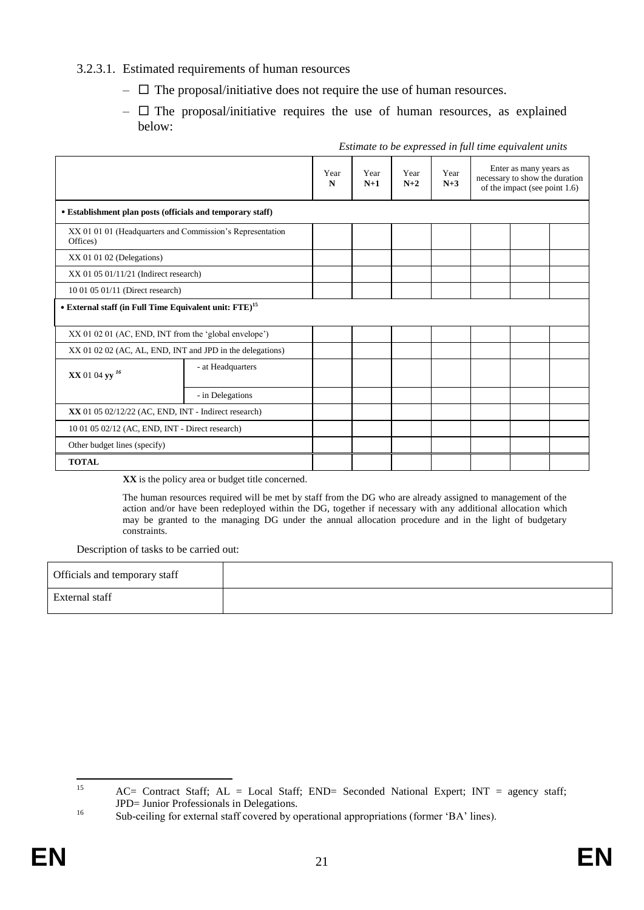3.2.3.1. Estimated requirements of human resources

– ☐ The proposal/initiative does not require the use of human resources.

– ☐ The proposal/initiative requires the use of human resources, as explained below:

*Estimate to be expressed in full time equivalent units*

| | | Year N | Year N+1 | Year N+2 | Year N+3 | Enter as many years as necessary to show the duration of the impact (see point 1.6) | | |
|---|---|---|---|---|---|---|---|---|
| **• Establishment plan posts (officials and temporary staff)** | | | | | | | | |
| XX 01 01 01 (Headquarters and Commission's Representation Offices) | | | | | | | | |
| XX 01 01 02 (Delegations) | | | | | | | | |
| XX 01 05 01/11/21 (Indirect research) | | | | | | | | |
| 10 01 05 01/11 (Direct research) | | | | | | | | |
| **• External staff (in Full Time Equivalent unit: FTE)**[15] | | | | | | | | |
| XX 01 02 01 (AC, END, INT from the 'global envelope') | | | | | | | | |
| XX 01 02 02 (AC, AL, END, INT and JPD in the delegations) | | | | | | | | |
| **XX** 01 04 **yy** [16] | - at Headquarters | | | | | | | |
| | - in Delegations | | | | | | | |
| **XX** 01 05 02/12/22 (AC, END, INT - Indirect research) | | | | | | | | |
| 10 01 05 02/12 (AC, END, INT - Direct research) | | | | | | | | |
| Other budget lines (specify) | | | | | | | | |
| **TOTAL** | | | | | | | | |

**XX** is the policy area or budget title concerned.

The human resources required will be met by staff from the DG who are already assigned to management of the action and/or have been redeployed within the DG, together if necessary with any additional allocation which may be granted to the managing DG under the annual allocation procedure and in the light of budgetary constraints.

Description of tasks to be carried out:

| | |
|---|---|
| Officials and temporary staff | |
| External staff | |

[15] AC= Contract Staff; AL = Local Staff; END= Seconded National Expert; INT = agency staff; JPD= Junior Professionals in Delegations.

[16] Sub-ceiling for external staff covered by operational appropriations (former 'BA' lines).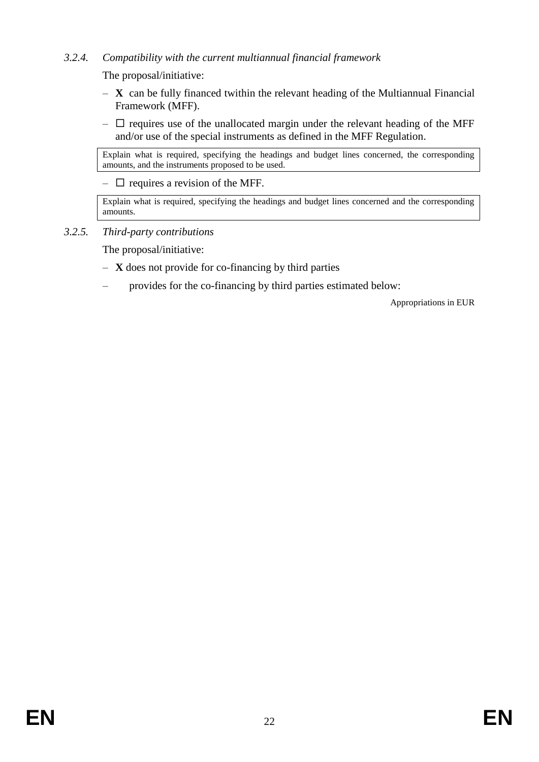### 3.2.4. *Compatibility with the current multiannual financial framework*

The proposal/initiative:

– **X** can be fully financed twithin the relevant heading of the Multiannual Financial Framework (MFF).

– ☐ requires use of the unallocated margin under the relevant heading of the MFF and/or use of the special instruments as defined in the MFF Regulation.

| Explain what is required, specifying the headings and budget lines concerned, the corresponding amounts, and the instruments proposed to be used. |
| --- |

– ☐ requires a revision of the MFF.

| Explain what is required, specifying the headings and budget lines concerned and the corresponding amounts. |
| --- |

### 3.2.5. *Third-party contributions*

The proposal/initiative:

– **X** does not provide for co-financing by third parties

– provides for the co-financing by third parties estimated below:

Appropriations in EUR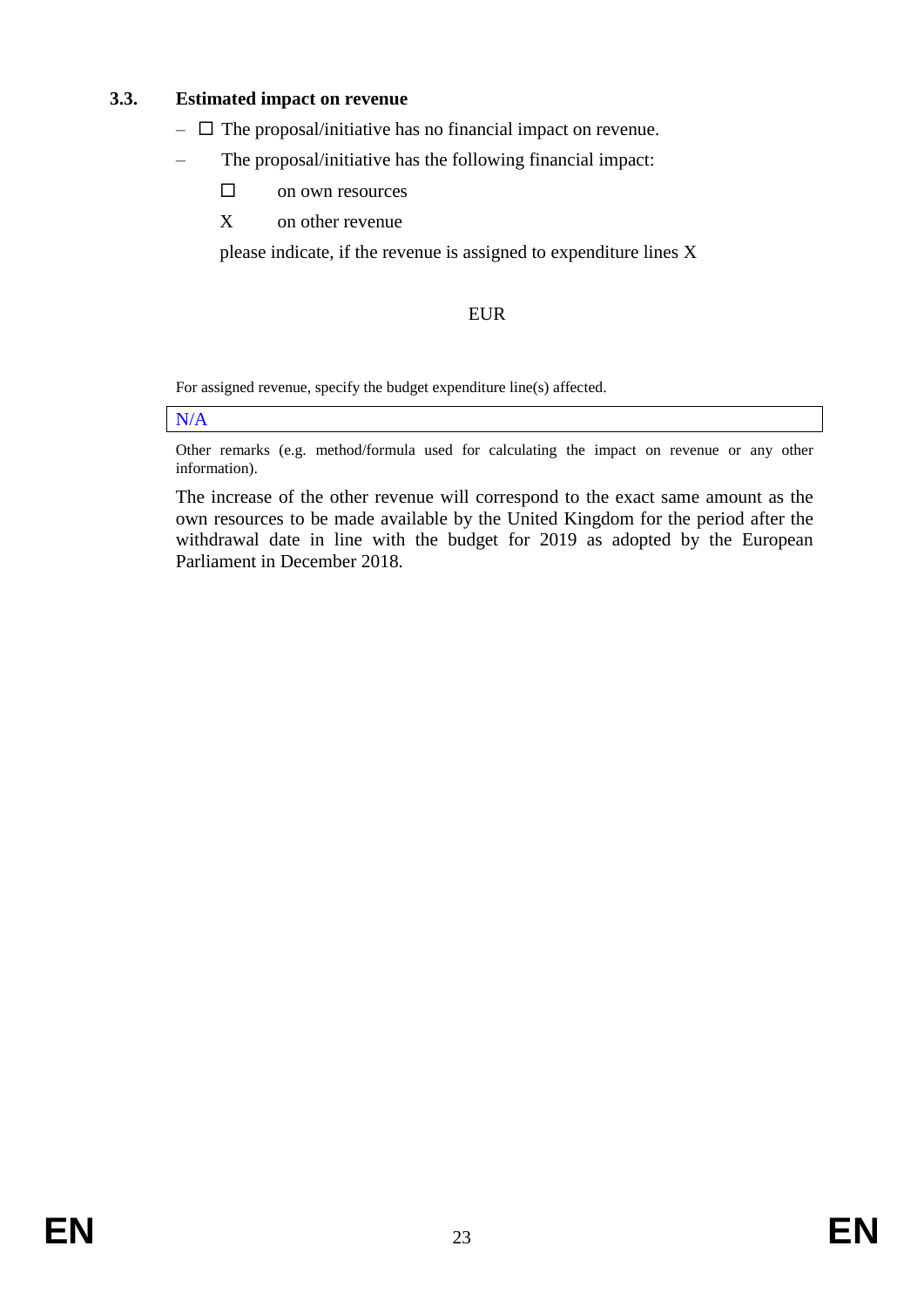### 3.3. Estimated impact on revenue

- ☐ The proposal/initiative has no financial impact on revenue.
- The proposal/initiative has the following financial impact:

  ☐ on own resources

  X on other revenue

  please indicate, if the revenue is assigned to expenditure lines X

EUR

For assigned revenue, specify the budget expenditure line(s) affected.

| |
|---|
| N/A |

Other remarks (e.g. method/formula used for calculating the impact on revenue or any other information).

The increase of the other revenue will correspond to the exact same amount as the own resources to be made available by the United Kingdom for the period after the withdrawal date in line with the budget for 2019 as adopted by the European Parliament in December 2018.